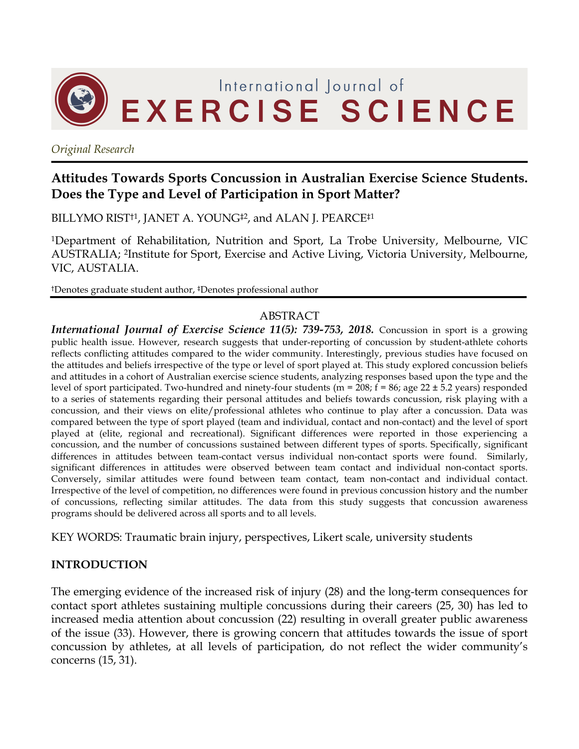# International Journal of EXERCISE SCIENCE

*Original Research*

## Attitudes Towards Sports Concussion in Australian Exercise Science Students. Does the Type and Level of Participation in Sport Matter?

BILLYMO RIST†[1], JANET A. YOUNG‡[2], and ALAN J. PEARCE‡[1]

[1]Department of Rehabilitation, Nutrition and Sport, La Trobe University, Melbourne, VIC AUSTRALIA; [2]Institute for Sport, Exercise and Active Living, Victoria University, Melbourne, VIC, AUSTALIA.

†Denotes graduate student author, ‡Denotes professional author

### ABSTRACT

***International Journal of Exercise Science 11(5): 739-753, 2018.*** Concussion in sport is a growing public health issue. However, research suggests that under-reporting of concussion by student-athlete cohorts reflects conflicting attitudes compared to the wider community. Interestingly, previous studies have focused on the attitudes and beliefs irrespective of the type or level of sport played at. This study explored concussion beliefs and attitudes in a cohort of Australian exercise science students, analyzing responses based upon the type and the level of sport participated. Two-hundred and ninety-four students (m = 208; f = 86; age 22 ± 5.2 years) responded to a series of statements regarding their personal attitudes and beliefs towards concussion, risk playing with a concussion, and their views on elite/professional athletes who continue to play after a concussion. Data was compared between the type of sport played (team and individual, contact and non-contact) and the level of sport played at (elite, regional and recreational). Significant differences were reported in those experiencing a concussion, and the number of concussions sustained between different types of sports. Specifically, significant differences in attitudes between team-contact versus individual non-contact sports were found. Similarly, significant differences in attitudes were observed between team contact and individual non-contact sports. Conversely, similar attitudes were found between team contact, team non-contact and individual contact. Irrespective of the level of competition, no differences were found in previous concussion history and the number of concussions, reflecting similar attitudes. The data from this study suggests that concussion awareness programs should be delivered across all sports and to all levels.

KEY WORDS: Traumatic brain injury, perspectives, Likert scale, university students

### INTRODUCTION

The emerging evidence of the increased risk of injury (28) and the long-term consequences for contact sport athletes sustaining multiple concussions during their careers (25, 30) has led to increased media attention about concussion (22) resulting in overall greater public awareness of the issue (33). However, there is growing concern that attitudes towards the issue of sport concussion by athletes, at all levels of participation, do not reflect the wider community's concerns (15, 31).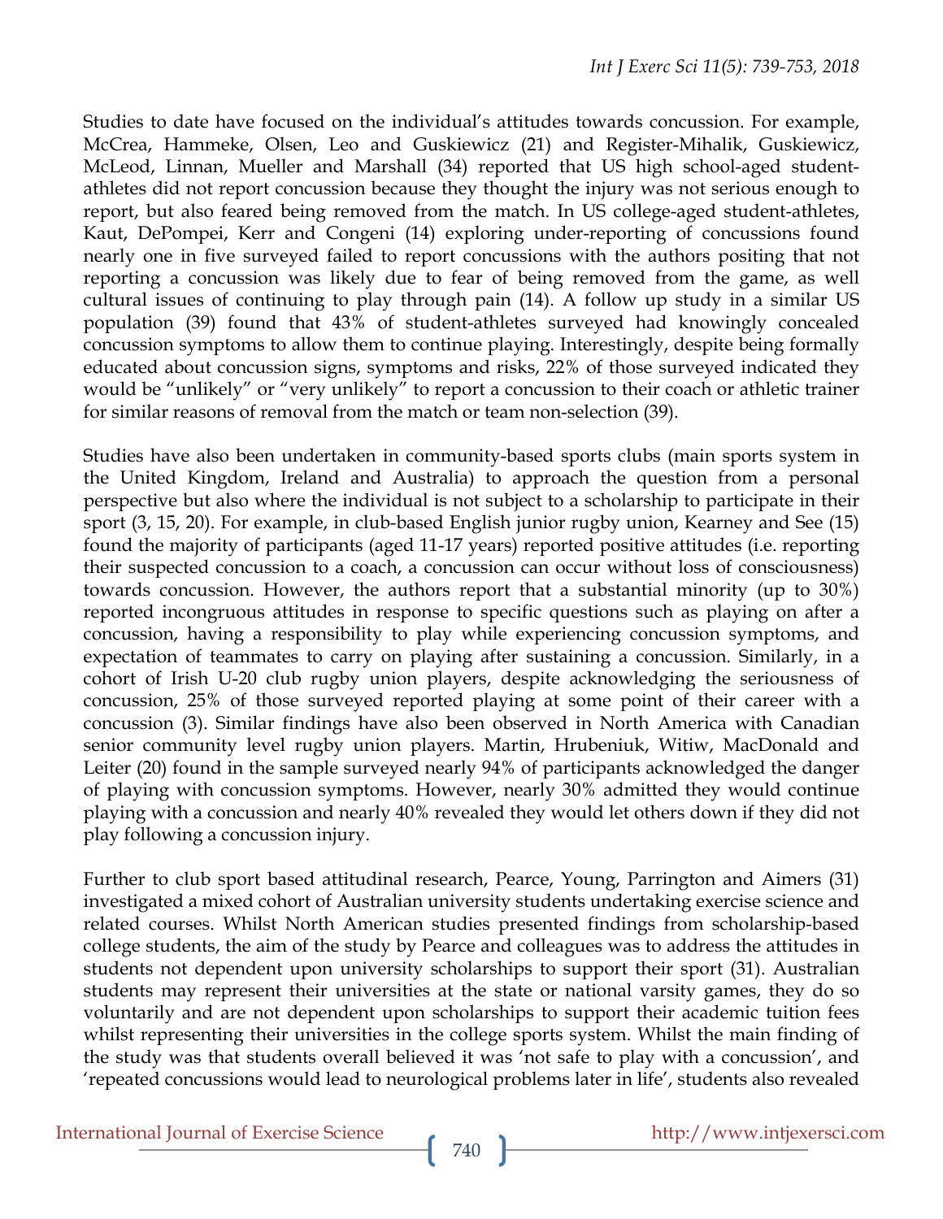Studies to date have focused on the individual's attitudes towards concussion. For example, McCrea, Hammeke, Olsen, Leo and Guskiewicz (21) and Register-Mihalik, Guskiewicz, McLeod, Linnan, Mueller and Marshall (34) reported that US high school-aged student-athletes did not report concussion because they thought the injury was not serious enough to report, but also feared being removed from the match. In US college-aged student-athletes, Kaut, DePompei, Kerr and Congeni (14) exploring under-reporting of concussions found nearly one in five surveyed failed to report concussions with the authors positing that not reporting a concussion was likely due to fear of being removed from the game, as well cultural issues of continuing to play through pain (14). A follow up study in a similar US population (39) found that 43% of student-athletes surveyed had knowingly concealed concussion symptoms to allow them to continue playing. Interestingly, despite being formally educated about concussion signs, symptoms and risks, 22% of those surveyed indicated they would be "unlikely" or "very unlikely" to report a concussion to their coach or athletic trainer for similar reasons of removal from the match or team non-selection (39).

Studies have also been undertaken in community-based sports clubs (main sports system in the United Kingdom, Ireland and Australia) to approach the question from a personal perspective but also where the individual is not subject to a scholarship to participate in their sport (3, 15, 20). For example, in club-based English junior rugby union, Kearney and See (15) found the majority of participants (aged 11-17 years) reported positive attitudes (i.e. reporting their suspected concussion to a coach, a concussion can occur without loss of consciousness) towards concussion. However, the authors report that a substantial minority (up to 30%) reported incongruous attitudes in response to specific questions such as playing on after a concussion, having a responsibility to play while experiencing concussion symptoms, and expectation of teammates to carry on playing after sustaining a concussion. Similarly, in a cohort of Irish U-20 club rugby union players, despite acknowledging the seriousness of concussion, 25% of those surveyed reported playing at some point of their career with a concussion (3). Similar findings have also been observed in North America with Canadian senior community level rugby union players. Martin, Hrubeniuk, Witiw, MacDonald and Leiter (20) found in the sample surveyed nearly 94% of participants acknowledged the danger of playing with concussion symptoms. However, nearly 30% admitted they would continue playing with a concussion and nearly 40% revealed they would let others down if they did not play following a concussion injury.

Further to club sport based attitudinal research, Pearce, Young, Parrington and Aimers (31) investigated a mixed cohort of Australian university students undertaking exercise science and related courses. Whilst North American studies presented findings from scholarship-based college students, the aim of the study by Pearce and colleagues was to address the attitudes in students not dependent upon university scholarships to support their sport (31). Australian students may represent their universities at the state or national varsity games, they do so voluntarily and are not dependent upon scholarships to support their academic tuition fees whilst representing their universities in the college sports system. Whilst the main finding of the study was that students overall believed it was 'not safe to play with a concussion', and 'repeated concussions would lead to neurological problems later in life', students also revealed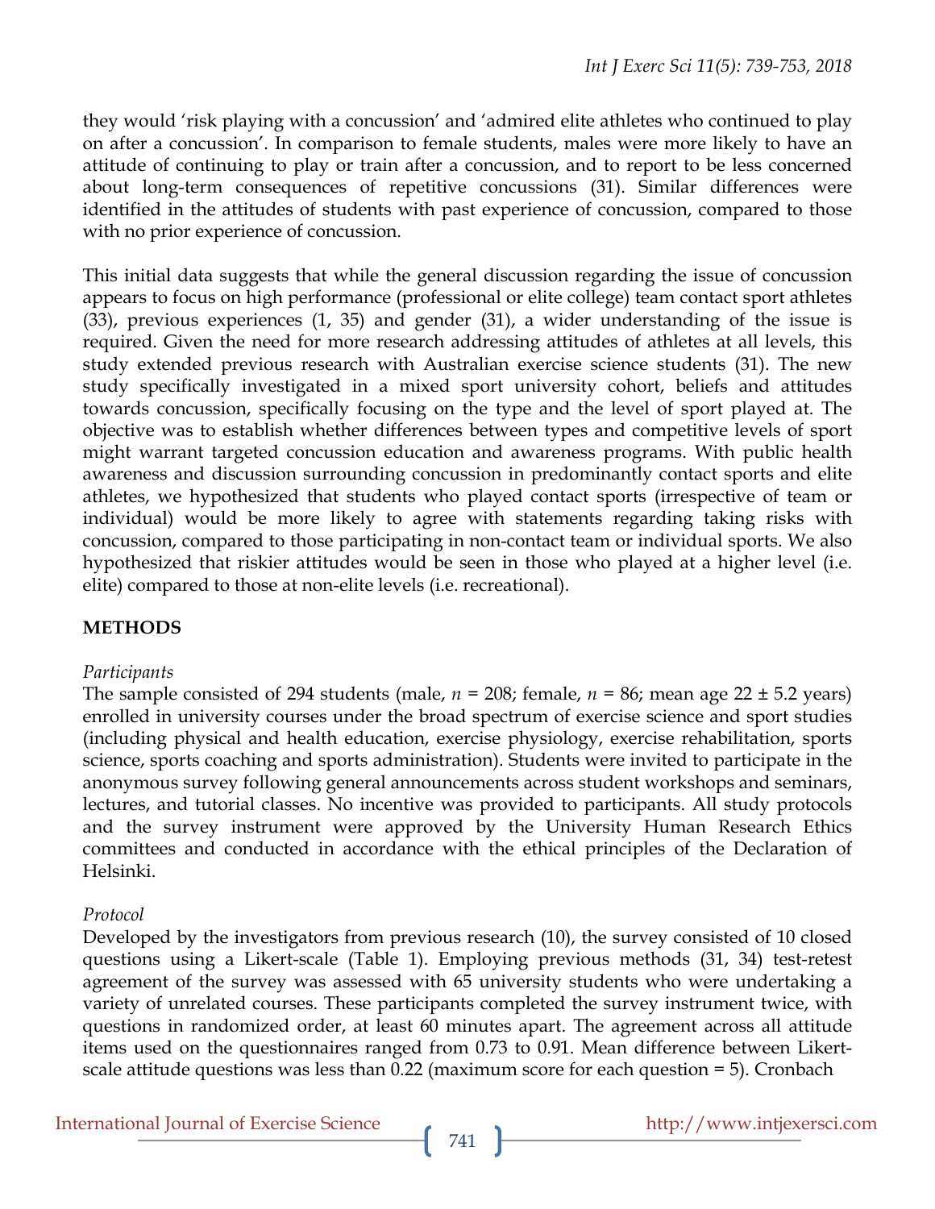they would 'risk playing with a concussion' and 'admired elite athletes who continued to play on after a concussion'. In comparison to female students, males were more likely to have an attitude of continuing to play or train after a concussion, and to report to be less concerned about long-term consequences of repetitive concussions (31). Similar differences were identified in the attitudes of students with past experience of concussion, compared to those with no prior experience of concussion.

This initial data suggests that while the general discussion regarding the issue of concussion appears to focus on high performance (professional or elite college) team contact sport athletes (33), previous experiences (1, 35) and gender (31), a wider understanding of the issue is required. Given the need for more research addressing attitudes of athletes at all levels, this study extended previous research with Australian exercise science students (31). The new study specifically investigated in a mixed sport university cohort, beliefs and attitudes towards concussion, specifically focusing on the type and the level of sport played at. The objective was to establish whether differences between types and competitive levels of sport might warrant targeted concussion education and awareness programs. With public health awareness and discussion surrounding concussion in predominantly contact sports and elite athletes, we hypothesized that students who played contact sports (irrespective of team or individual) would be more likely to agree with statements regarding taking risks with concussion, compared to those participating in non-contact team or individual sports. We also hypothesized that riskier attitudes would be seen in those who played at a higher level (i.e. elite) compared to those at non-elite levels (i.e. recreational).

## METHODS

*Participants*

The sample consisted of 294 students (male, $n$ = 208; female, $n$ = 86; mean age 22 ± 5.2 years) enrolled in university courses under the broad spectrum of exercise science and sport studies (including physical and health education, exercise physiology, exercise rehabilitation, sports science, sports coaching and sports administration). Students were invited to participate in the anonymous survey following general announcements across student workshops and seminars, lectures, and tutorial classes. No incentive was provided to participants. All study protocols and the survey instrument were approved by the University Human Research Ethics committees and conducted in accordance with the ethical principles of the Declaration of Helsinki.

*Protocol*

Developed by the investigators from previous research (10), the survey consisted of 10 closed questions using a Likert-scale (Table 1). Employing previous methods (31, 34) test-retest agreement of the survey was assessed with 65 university students who were undertaking a variety of unrelated courses. These participants completed the survey instrument twice, with questions in randomized order, at least 60 minutes apart. The agreement across all attitude items used on the questionnaires ranged from 0.73 to 0.91. Mean difference between Likert-scale attitude questions was less than 0.22 (maximum score for each question = 5). Cronbach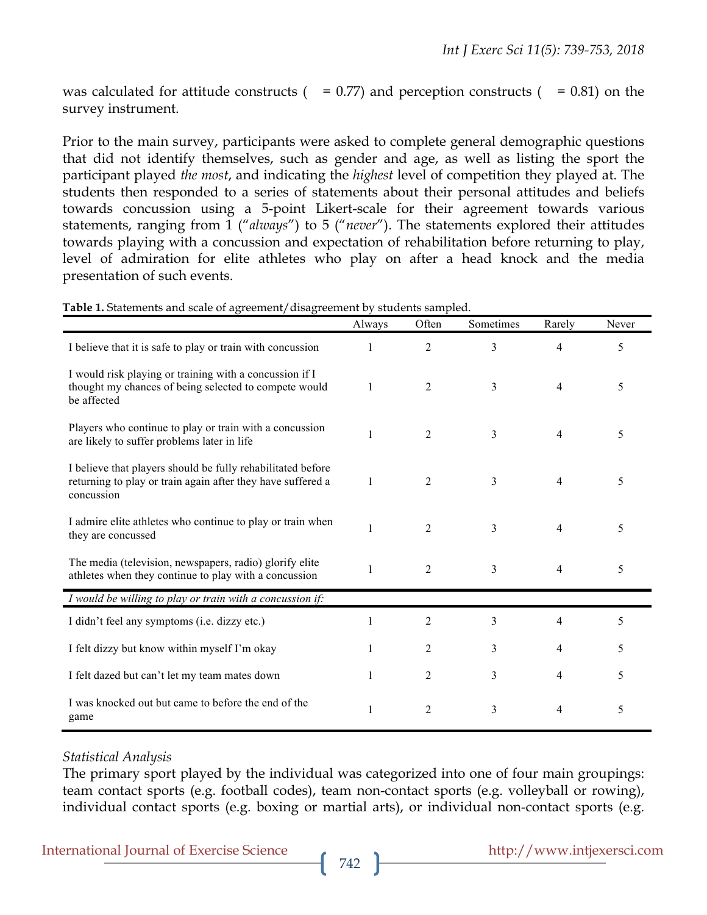was calculated for attitude constructs ( = 0.77) and perception constructs ( = 0.81) on the survey instrument.

Prior to the main survey, participants were asked to complete general demographic questions that did not identify themselves, such as gender and age, as well as listing the sport the participant played *the most*, and indicating the *highest* level of competition they played at. The students then responded to a series of statements about their personal attitudes and beliefs towards concussion using a 5-point Likert-scale for their agreement towards various statements, ranging from 1 ("*always*") to 5 ("*never*"). The statements explored their attitudes towards playing with a concussion and expectation of rehabilitation before returning to play, level of admiration for elite athletes who play on after a head knock and the media presentation of such events.

**Table 1.** Statements and scale of agreement/disagreement by students sampled.

| | Always | Often | Sometimes | Rarely | Never |
|---|---|---|---|---|---|
| I believe that it is safe to play or train with concussion | 1 | 2 | 3 | 4 | 5 |
| I would risk playing or training with a concussion if I thought my chances of being selected to compete would be affected | 1 | 2 | 3 | 4 | 5 |
| Players who continue to play or train with a concussion are likely to suffer problems later in life | 1 | 2 | 3 | 4 | 5 |
| I believe that players should be fully rehabilitated before returning to play or train again after they have suffered a concussion | 1 | 2 | 3 | 4 | 5 |
| I admire elite athletes who continue to play or train when they are concussed | 1 | 2 | 3 | 4 | 5 |
| The media (television, newspapers, radio) glorify elite athletes when they continue to play with a concussion | 1 | 2 | 3 | 4 | 5 |
| *I would be willing to play or train with a concussion if:* | | | | | |
| I didn't feel any symptoms (i.e. dizzy etc.) | 1 | 2 | 3 | 4 | 5 |
| I felt dizzy but know within myself I'm okay | 1 | 2 | 3 | 4 | 5 |
| I felt dazed but can't let my team mates down | 1 | 2 | 3 | 4 | 5 |
| I was knocked out but came to before the end of the game | 1 | 2 | 3 | 4 | 5 |

*Statistical Analysis*

The primary sport played by the individual was categorized into one of four main groupings: team contact sports (e.g. football codes), team non-contact sports (e.g. volleyball or rowing), individual contact sports (e.g. boxing or martial arts), or individual non-contact sports (e.g.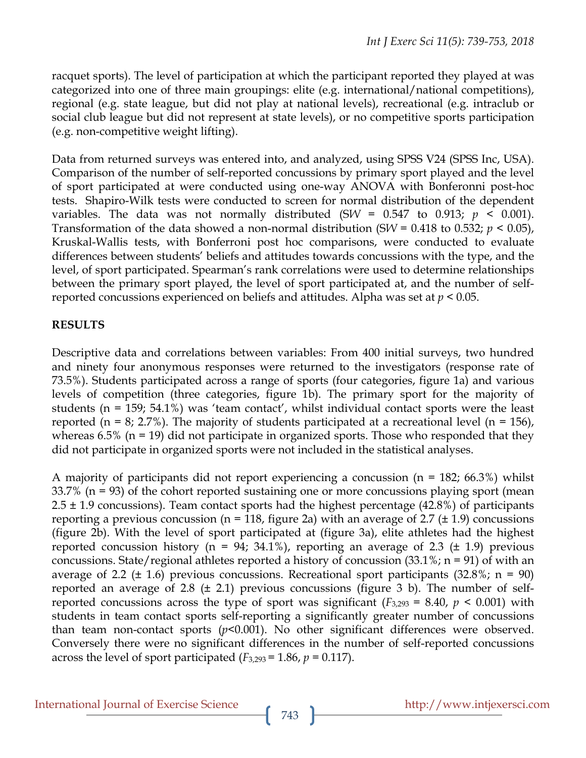racquet sports). The level of participation at which the participant reported they played at was categorized into one of three main groupings: elite (e.g. international/national competitions), regional (e.g. state league, but did not play at national levels), recreational (e.g. intraclub or social club league but did not represent at state levels), or no competitive sports participation (e.g. non-competitive weight lifting).

Data from returned surveys was entered into, and analyzed, using SPSS V24 (SPSS Inc, USA). Comparison of the number of self-reported concussions by primary sport played and the level of sport participated at were conducted using one-way ANOVA with Bonferonni post-hoc tests. Shapiro-Wilk tests were conducted to screen for normal distribution of the dependent variables. The data was not normally distributed ($SW$ = 0.547 to 0.913; $p < 0.001$). Transformation of the data showed a non-normal distribution ($SW$ = 0.418 to 0.532; $p < 0.05$), Kruskal-Wallis tests, with Bonferroni post hoc comparisons, were conducted to evaluate differences between students' beliefs and attitudes towards concussions with the type, and the level, of sport participated. Spearman's rank correlations were used to determine relationships between the primary sport played, the level of sport participated at, and the number of self-reported concussions experienced on beliefs and attitudes. Alpha was set at $p < 0.05$.

## RESULTS

Descriptive data and correlations between variables: From 400 initial surveys, two hundred and ninety four anonymous responses were returned to the investigators (response rate of 73.5%). Students participated across a range of sports (four categories, figure 1a) and various levels of competition (three categories, figure 1b). The primary sport for the majority of students (n = 159; 54.1%) was 'team contact', whilst individual contact sports were the least reported (n = 8; 2.7%). The majority of students participated at a recreational level (n = 156), whereas 6.5% (n = 19) did not participate in organized sports. Those who responded that they did not participate in organized sports were not included in the statistical analyses.

A majority of participants did not report experiencing a concussion (n = 182; 66.3%) whilst 33.7% (n = 93) of the cohort reported sustaining one or more concussions playing sport (mean 2.5 ± 1.9 concussions). Team contact sports had the highest percentage (42.8%) of participants reporting a previous concussion (n = 118, figure 2a) with an average of 2.7 (± 1.9) concussions (figure 2b). With the level of sport participated at (figure 3a), elite athletes had the highest reported concussion history (n = 94; 34.1%), reporting an average of 2.3 (± 1.9) previous concussions. State/regional athletes reported a history of concussion (33.1%; n = 91) of with an average of 2.2 (± 1.6) previous concussions. Recreational sport participants (32.8%; n = 90) reported an average of 2.8 (± 2.1) previous concussions (figure 3 b). The number of self-reported concussions across the type of sport was significant ($F_{3,293}$ = 8.40, $p < 0.001$) with students in team contact sports self-reporting a significantly greater number of concussions than team non-contact sports ($p$<0.001). No other significant differences were observed. Conversely there were no significant differences in the number of self-reported concussions across the level of sport participated ($F_{3,293}$ = 1.86, $p$ = 0.117).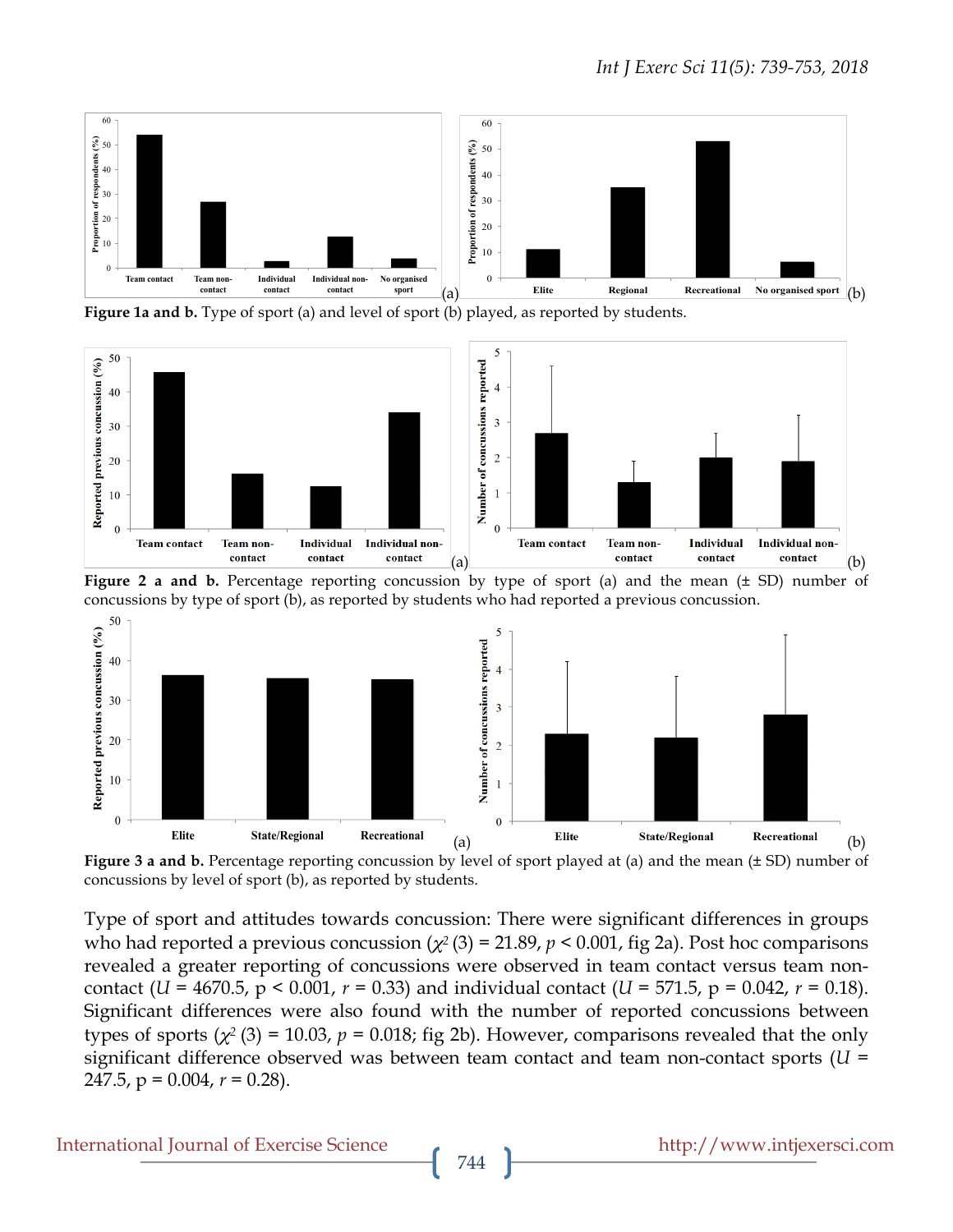60
50
40
30
20
10
0
Proportion of respondents (%)
Team contact
Team non-contact
Individual contact
Individual non-contact
No organised sport
(a)

60
50
40
30
20
10
0
Proportion of respondents (%)
Elite
Regional
Recreational
No organised sport
(b)

**Figure 1a and b.** Type of sport (a) and level of sport (b) played, as reported by students.

50
40
30
20
10
0
Reported previous concussion (%)
Team contact
Team non-contact
Individual contact
Individual non-contact
(a)

5
4
3
2
1
0
Number of concussions reported
Team contact
Team non-contact
Individual contact
Individual non-contact
(b)

**Figure 2 a and b.** Percentage reporting concussion by type of sport (a) and the mean (± SD) number of concussions by type of sport (b), as reported by students who had reported a previous concussion.

50
40
30
20
10
0
Reported previous concussion (%)
Elite
State/Regional
Recreational
(a)

5
4
3
2
1
0
Number of concussions reported
Elite
State/Regional
Recreational
(b)

**Figure 3 a and b.** Percentage reporting concussion by level of sport played at (a) and the mean (± SD) number of concussions by level of sport (b), as reported by students.

Type of sport and attitudes towards concussion: There were significant differences in groups who had reported a previous concussion ($\chi^2$ (3) = 21.89, $p$ < 0.001, fig 2a). Post hoc comparisons revealed a greater reporting of concussions were observed in team contact versus team non-contact ($U$ = 4670.5, p < 0.001, $r$ = 0.33) and individual contact ($U$ = 571.5, p = 0.042, $r$ = 0.18). Significant differences were also found with the number of reported concussions between types of sports ($\chi^2$ (3) = 10.03, $p$ = 0.018; fig 2b). However, comparisons revealed that the only significant difference observed was between team contact and team non-contact sports ($U$ = 247.5, p = 0.004, $r$ = 0.28).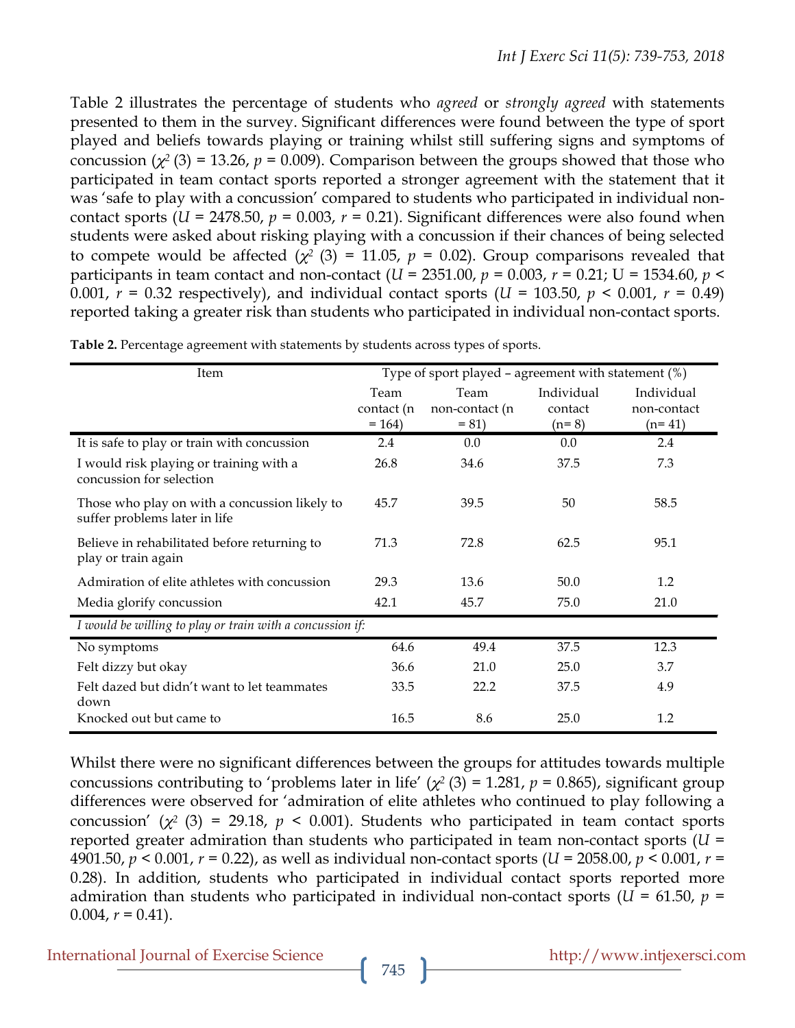Table 2 illustrates the percentage of students who *agreed* or *strongly agreed* with statements presented to them in the survey. Significant differences were found between the type of sport played and beliefs towards playing or training whilst still suffering signs and symptoms of concussion ($\chi^2$ (3) = 13.26, $p$ = 0.009). Comparison between the groups showed that those who participated in team contact sports reported a stronger agreement with the statement that it was 'safe to play with a concussion' compared to students who participated in individual non-contact sports ($U$ = 2478.50, $p$ = 0.003, $r$ = 0.21). Significant differences were also found when students were asked about risking playing with a concussion if their chances of being selected to compete would be affected ($\chi^2$ (3) = 11.05, $p$ = 0.02). Group comparisons revealed that participants in team contact and non-contact ($U$ = 2351.00, $p$ = 0.003, $r$ = 0.21; U = 1534.60, $p$ < 0.001, $r$ = 0.32 respectively), and individual contact sports ($U$ = 103.50, $p$ < 0.001, $r$ = 0.49) reported taking a greater risk than students who participated in individual non-contact sports.

**Table 2.** Percentage agreement with statements by students across types of sports.

| Item | Type of sport played – agreement with statement (%) | | | |
|---|---|---|---|---|
| | Team contact (n = 164) | Team non-contact (n = 81) | Individual contact (n= 8) | Individual non-contact (n= 41) |
| It is safe to play or train with concussion | 2.4 | 0.0 | 0.0 | 2.4 |
| I would risk playing or training with a concussion for selection | 26.8 | 34.6 | 37.5 | 7.3 |
| Those who play on with a concussion likely to suffer problems later in life | 45.7 | 39.5 | 50 | 58.5 |
| Believe in rehabilitated before returning to play or train again | 71.3 | 72.8 | 62.5 | 95.1 |
| Admiration of elite athletes with concussion | 29.3 | 13.6 | 50.0 | 1.2 |
| Media glorify concussion | 42.1 | 45.7 | 75.0 | 21.0 |
| *I would be willing to play or train with a concussion if:* | | | | |
| No symptoms | 64.6 | 49.4 | 37.5 | 12.3 |
| Felt dizzy but okay | 36.6 | 21.0 | 25.0 | 3.7 |
| Felt dazed but didn't want to let teammates down | 33.5 | 22.2 | 37.5 | 4.9 |
| Knocked out but came to | 16.5 | 8.6 | 25.0 | 1.2 |

Whilst there were no significant differences between the groups for attitudes towards multiple concussions contributing to 'problems later in life' ($\chi^2$ (3) = 1.281, $p$ = 0.865), significant group differences were observed for 'admiration of elite athletes who continued to play following a concussion' ($\chi^2$ (3) = 29.18, $p$ < 0.001). Students who participated in team contact sports reported greater admiration than students who participated in team non-contact sports ($U$ = 4901.50, $p$ < 0.001, $r$ = 0.22), as well as individual non-contact sports ($U$ = 2058.00, $p$ < 0.001, $r$ = 0.28). In addition, students who participated in individual contact sports reported more admiration than students who participated in individual non-contact sports ($U$ = 61.50, $p$ = 0.004, $r$ = 0.41).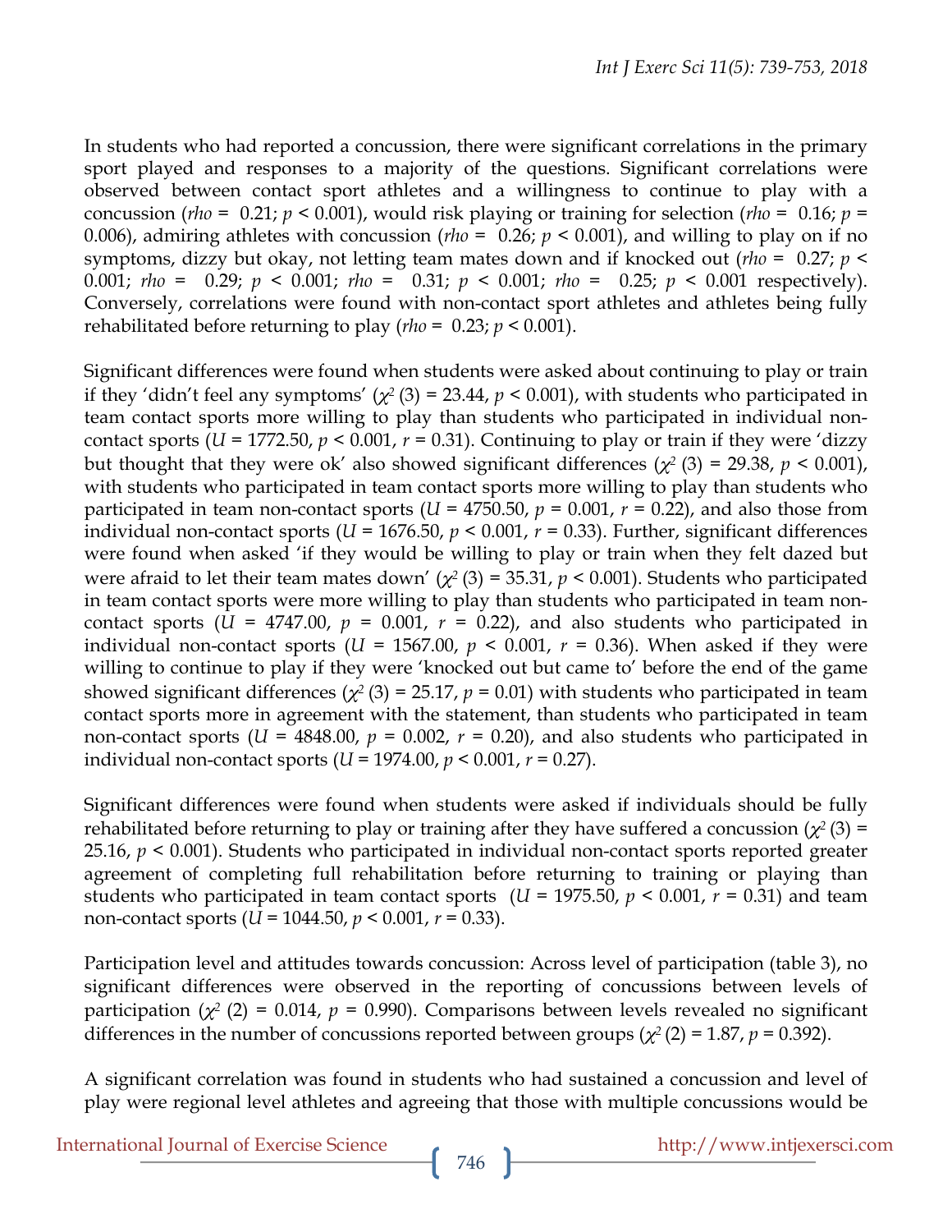In students who had reported a concussion, there were significant correlations in the primary sport played and responses to a majority of the questions. Significant correlations were observed between contact sport athletes and a willingness to continue to play with a concussion (*rho* = 0.21; $p < 0.001$), would risk playing or training for selection (*rho* = 0.16; $p = 0.006$), admiring athletes with concussion (*rho* = 0.26; $p < 0.001$), and willing to play on if no symptoms, dizzy but okay, not letting team mates down and if knocked out (*rho* = 0.27; $p < 0.001$; *rho* = 0.29; $p < 0.001$; *rho* = 0.31; $p < 0.001$; *rho* = 0.25; $p < 0.001$ respectively). Conversely, correlations were found with non-contact sport athletes and athletes being fully rehabilitated before returning to play (*rho* = 0.23; $p < 0.001$).

Significant differences were found when students were asked about continuing to play or train if they 'didn't feel any symptoms' ($\chi^2$ (3) = 23.44, $p < 0.001$), with students who participated in team contact sports more willing to play than students who participated in individual non-contact sports ($U = 1772.50$, $p < 0.001$, $r = 0.31$). Continuing to play or train if they were 'dizzy but thought that they were ok' also showed significant differences ($\chi^2$ (3) = 29.38, $p < 0.001$), with students who participated in team contact sports more willing to play than students who participated in team non-contact sports ($U = 4750.50$, $p = 0.001$, $r = 0.22$), and also those from individual non-contact sports ($U = 1676.50$, $p < 0.001$, $r = 0.33$). Further, significant differences were found when asked 'if they would be willing to play or train when they felt dazed but were afraid to let their team mates down' ($\chi^2$ (3) = 35.31, $p < 0.001$). Students who participated in team contact sports were more willing to play than students who participated in team non-contact sports ($U = 4747.00$, $p = 0.001$, $r = 0.22$), and also students who participated in individual non-contact sports ($U = 1567.00$, $p < 0.001$, $r = 0.36$). When asked if they were willing to continue to play if they were 'knocked out but came to' before the end of the game showed significant differences ($\chi^2$ (3) = 25.17, $p = 0.01$) with students who participated in team contact sports more in agreement with the statement, than students who participated in team non-contact sports ($U = 4848.00$, $p = 0.002$, $r = 0.20$), and also students who participated in individual non-contact sports ($U = 1974.00$, $p < 0.001$, $r = 0.27$).

Significant differences were found when students were asked if individuals should be fully rehabilitated before returning to play or training after they have suffered a concussion ($\chi^2$ (3) = 25.16, $p < 0.001$). Students who participated in individual non-contact sports reported greater agreement of completing full rehabilitation before returning to training or playing than students who participated in team contact sports ($U = 1975.50$, $p < 0.001$, $r = 0.31$) and team non-contact sports ($U = 1044.50$, $p < 0.001$, $r = 0.33$).

Participation level and attitudes towards concussion: Across level of participation (table 3), no significant differences were observed in the reporting of concussions between levels of participation ($\chi^2$ (2) = 0.014, $p = 0.990$). Comparisons between levels revealed no significant differences in the number of concussions reported between groups ($\chi^2$ (2) = 1.87, $p = 0.392$).

A significant correlation was found in students who had sustained a concussion and level of play were regional level athletes and agreeing that those with multiple concussions would be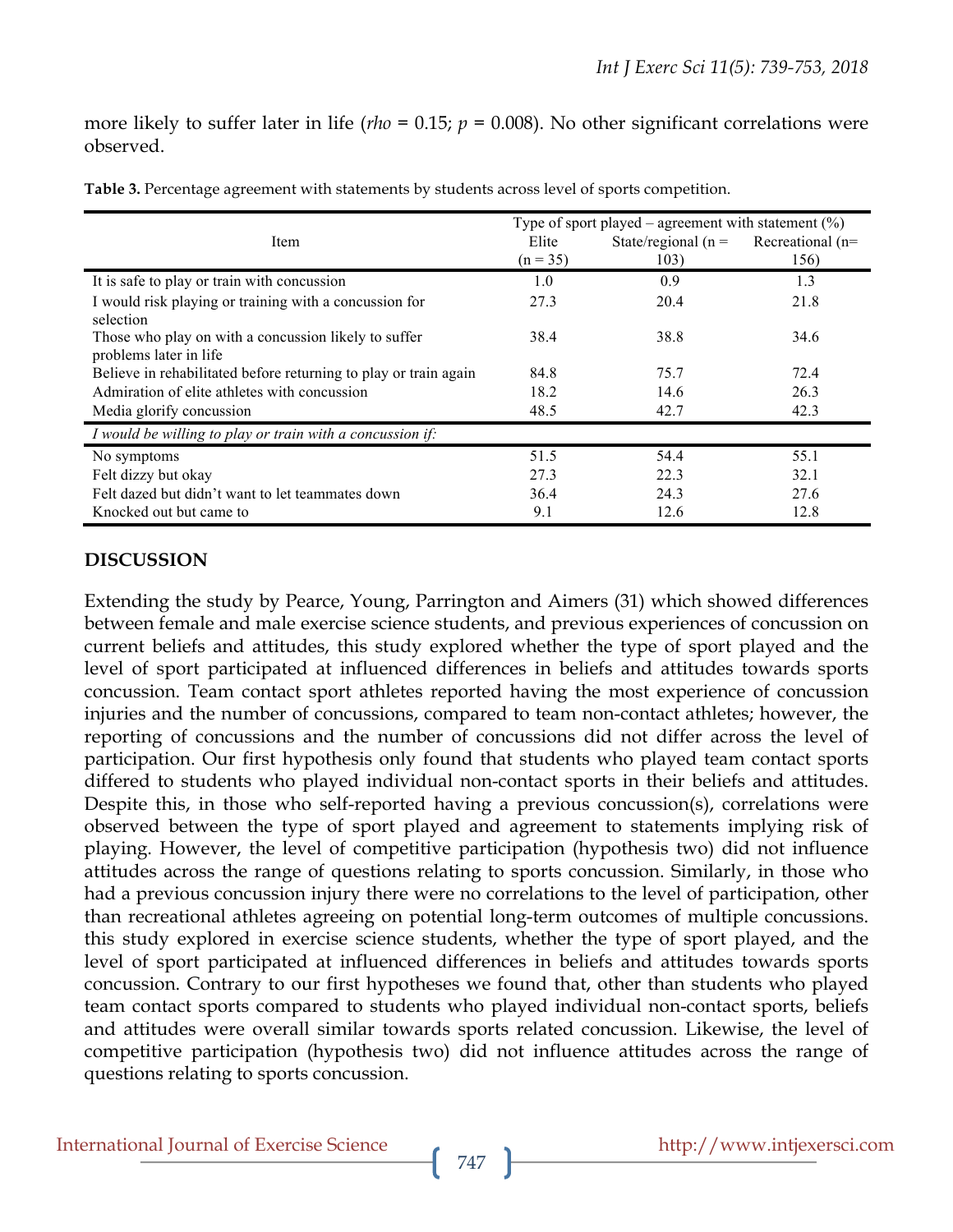more likely to suffer later in life (*rho* = 0.15; *p* = 0.008). No other significant correlations were observed.

**Table 3.** Percentage agreement with statements by students across level of sports competition.

| Item | Type of sport played – agreement with statement (%) | | |
|---|---|---|---|
| | Elite (n = 35) | State/regional (n = 103) | Recreational (n= 156) |
| It is safe to play or train with concussion | 1.0 | 0.9 | 1.3 |
| I would risk playing or training with a concussion for selection | 27.3 | 20.4 | 21.8 |
| Those who play on with a concussion likely to suffer problems later in life | 38.4 | 38.8 | 34.6 |
| Believe in rehabilitated before returning to play or train again | 84.8 | 75.7 | 72.4 |
| Admiration of elite athletes with concussion | 18.2 | 14.6 | 26.3 |
| Media glorify concussion | 48.5 | 42.7 | 42.3 |
| *I would be willing to play or train with a concussion if:* | | | |
| No symptoms | 51.5 | 54.4 | 55.1 |
| Felt dizzy but okay | 27.3 | 22.3 | 32.1 |
| Felt dazed but didn't want to let teammates down | 36.4 | 24.3 | 27.6 |
| Knocked out but came to | 9.1 | 12.6 | 12.8 |

## DISCUSSION

Extending the study by Pearce, Young, Parrington and Aimers (31) which showed differences between female and male exercise science students, and previous experiences of concussion on current beliefs and attitudes, this study explored whether the type of sport played and the level of sport participated at influenced differences in beliefs and attitudes towards sports concussion. Team contact sport athletes reported having the most experience of concussion injuries and the number of concussions, compared to team non-contact athletes; however, the reporting of concussions and the number of concussions did not differ across the level of participation. Our first hypothesis only found that students who played team contact sports differed to students who played individual non-contact sports in their beliefs and attitudes. Despite this, in those who self-reported having a previous concussion(s), correlations were observed between the type of sport played and agreement to statements implying risk of playing. However, the level of competitive participation (hypothesis two) did not influence attitudes across the range of questions relating to sports concussion. Similarly, in those who had a previous concussion injury there were no correlations to the level of participation, other than recreational athletes agreeing on potential long-term outcomes of multiple concussions. this study explored in exercise science students, whether the type of sport played, and the level of sport participated at influenced differences in beliefs and attitudes towards sports concussion. Contrary to our first hypotheses we found that, other than students who played team contact sports compared to students who played individual non-contact sports, beliefs and attitudes were overall similar towards sports related concussion. Likewise, the level of competitive participation (hypothesis two) did not influence attitudes across the range of questions relating to sports concussion.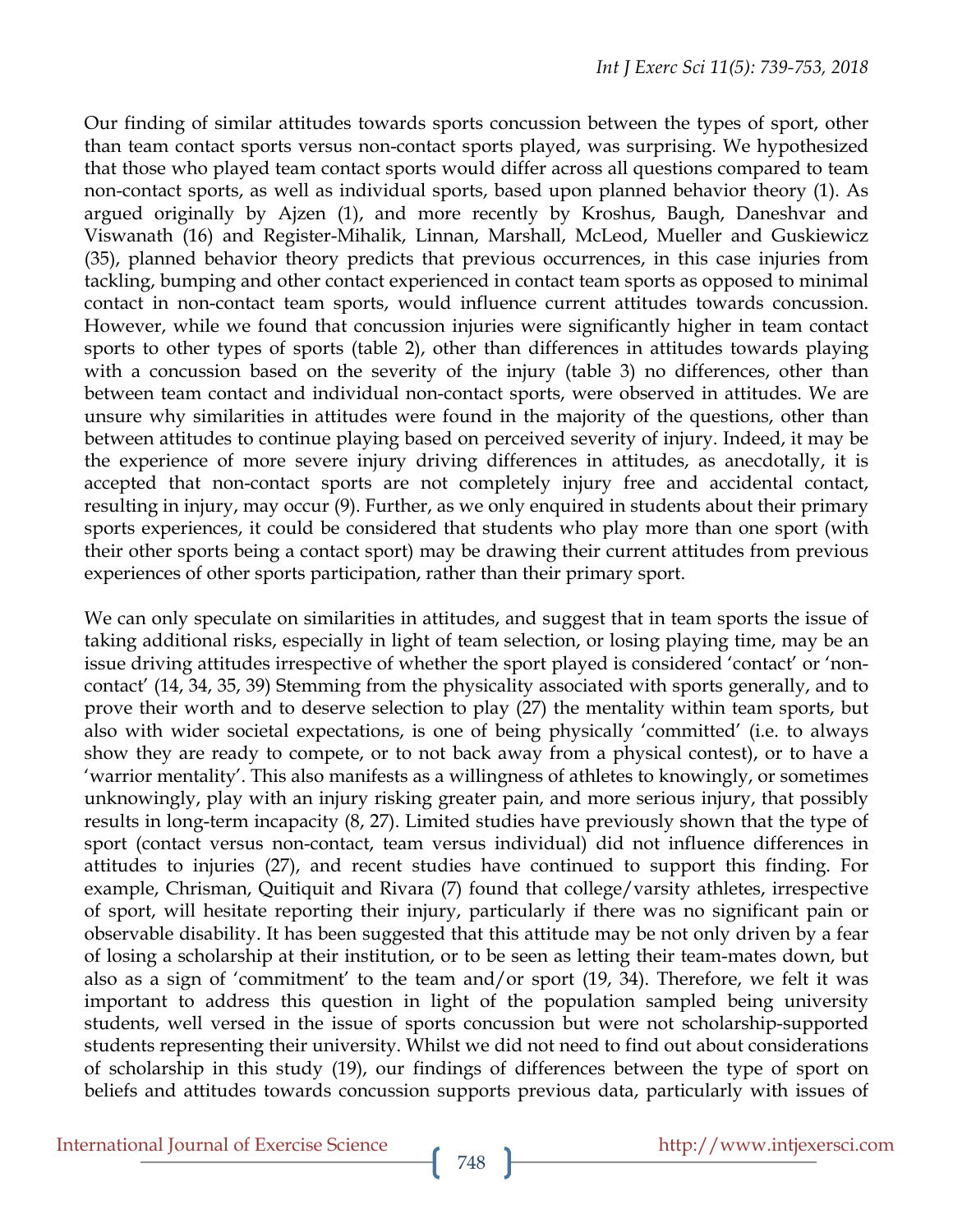Our finding of similar attitudes towards sports concussion between the types of sport, other than team contact sports versus non-contact sports played, was surprising. We hypothesized that those who played team contact sports would differ across all questions compared to team non-contact sports, as well as individual sports, based upon planned behavior theory (1). As argued originally by Ajzen (1), and more recently by Kroshus, Baugh, Daneshvar and Viswanath (16) and Register-Mihalik, Linnan, Marshall, McLeod, Mueller and Guskiewicz (35), planned behavior theory predicts that previous occurrences, in this case injuries from tackling, bumping and other contact experienced in contact team sports as opposed to minimal contact in non-contact team sports, would influence current attitudes towards concussion. However, while we found that concussion injuries were significantly higher in team contact sports to other types of sports (table 2), other than differences in attitudes towards playing with a concussion based on the severity of the injury (table 3) no differences, other than between team contact and individual non-contact sports, were observed in attitudes. We are unsure why similarities in attitudes were found in the majority of the questions, other than between attitudes to continue playing based on perceived severity of injury. Indeed, it may be the experience of more severe injury driving differences in attitudes, as anecdotally, it is accepted that non-contact sports are not completely injury free and accidental contact, resulting in injury, may occur (9). Further, as we only enquired in students about their primary sports experiences, it could be considered that students who play more than one sport (with their other sports being a contact sport) may be drawing their current attitudes from previous experiences of other sports participation, rather than their primary sport.

We can only speculate on similarities in attitudes, and suggest that in team sports the issue of taking additional risks, especially in light of team selection, or losing playing time, may be an issue driving attitudes irrespective of whether the sport played is considered 'contact' or 'non-contact' (14, 34, 35, 39) Stemming from the physicality associated with sports generally, and to prove their worth and to deserve selection to play (27) the mentality within team sports, but also with wider societal expectations, is one of being physically 'committed' (i.e. to always show they are ready to compete, or to not back away from a physical contest), or to have a 'warrior mentality'. This also manifests as a willingness of athletes to knowingly, or sometimes unknowingly, play with an injury risking greater pain, and more serious injury, that possibly results in long-term incapacity (8, 27). Limited studies have previously shown that the type of sport (contact versus non-contact, team versus individual) did not influence differences in attitudes to injuries (27), and recent studies have continued to support this finding. For example, Chrisman, Quitiquit and Rivara (7) found that college/varsity athletes, irrespective of sport, will hesitate reporting their injury, particularly if there was no significant pain or observable disability. It has been suggested that this attitude may be not only driven by a fear of losing a scholarship at their institution, or to be seen as letting their team-mates down, but also as a sign of 'commitment' to the team and/or sport (19, 34). Therefore, we felt it was important to address this question in light of the population sampled being university students, well versed in the issue of sports concussion but were not scholarship-supported students representing their university. Whilst we did not need to find out about considerations of scholarship in this study (19), our findings of differences between the type of sport on beliefs and attitudes towards concussion supports previous data, particularly with issues of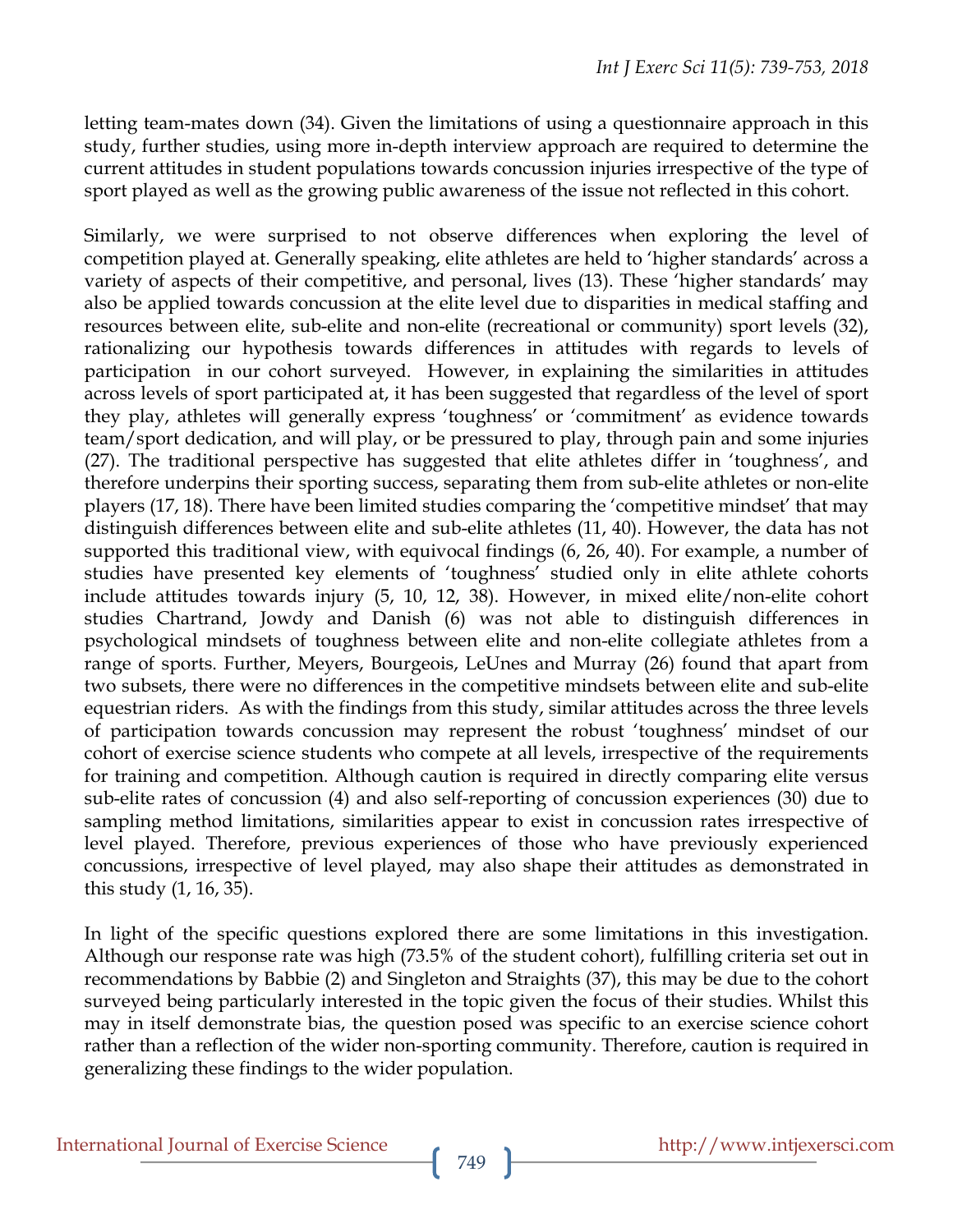letting team-mates down (34). Given the limitations of using a questionnaire approach in this study, further studies, using more in-depth interview approach are required to determine the current attitudes in student populations towards concussion injuries irrespective of the type of sport played as well as the growing public awareness of the issue not reflected in this cohort.

Similarly, we were surprised to not observe differences when exploring the level of competition played at. Generally speaking, elite athletes are held to 'higher standards' across a variety of aspects of their competitive, and personal, lives (13). These 'higher standards' may also be applied towards concussion at the elite level due to disparities in medical staffing and resources between elite, sub-elite and non-elite (recreational or community) sport levels (32), rationalizing our hypothesis towards differences in attitudes with regards to levels of participation in our cohort surveyed. However, in explaining the similarities in attitudes across levels of sport participated at, it has been suggested that regardless of the level of sport they play, athletes will generally express 'toughness' or 'commitment' as evidence towards team/sport dedication, and will play, or be pressured to play, through pain and some injuries (27). The traditional perspective has suggested that elite athletes differ in 'toughness', and therefore underpins their sporting success, separating them from sub-elite athletes or non-elite players (17, 18). There have been limited studies comparing the 'competitive mindset' that may distinguish differences between elite and sub-elite athletes (11, 40). However, the data has not supported this traditional view, with equivocal findings (6, 26, 40). For example, a number of studies have presented key elements of 'toughness' studied only in elite athlete cohorts include attitudes towards injury (5, 10, 12, 38). However, in mixed elite/non-elite cohort studies Chartrand, Jowdy and Danish (6) was not able to distinguish differences in psychological mindsets of toughness between elite and non-elite collegiate athletes from a range of sports. Further, Meyers, Bourgeois, LeUnes and Murray (26) found that apart from two subsets, there were no differences in the competitive mindsets between elite and sub-elite equestrian riders. As with the findings from this study, similar attitudes across the three levels of participation towards concussion may represent the robust 'toughness' mindset of our cohort of exercise science students who compete at all levels, irrespective of the requirements for training and competition. Although caution is required in directly comparing elite versus sub-elite rates of concussion (4) and also self-reporting of concussion experiences (30) due to sampling method limitations, similarities appear to exist in concussion rates irrespective of level played. Therefore, previous experiences of those who have previously experienced concussions, irrespective of level played, may also shape their attitudes as demonstrated in this study (1, 16, 35).

In light of the specific questions explored there are some limitations in this investigation. Although our response rate was high (73.5% of the student cohort), fulfilling criteria set out in recommendations by Babbie (2) and Singleton and Straights (37), this may be due to the cohort surveyed being particularly interested in the topic given the focus of their studies. Whilst this may in itself demonstrate bias, the question posed was specific to an exercise science cohort rather than a reflection of the wider non-sporting community. Therefore, caution is required in generalizing these findings to the wider population.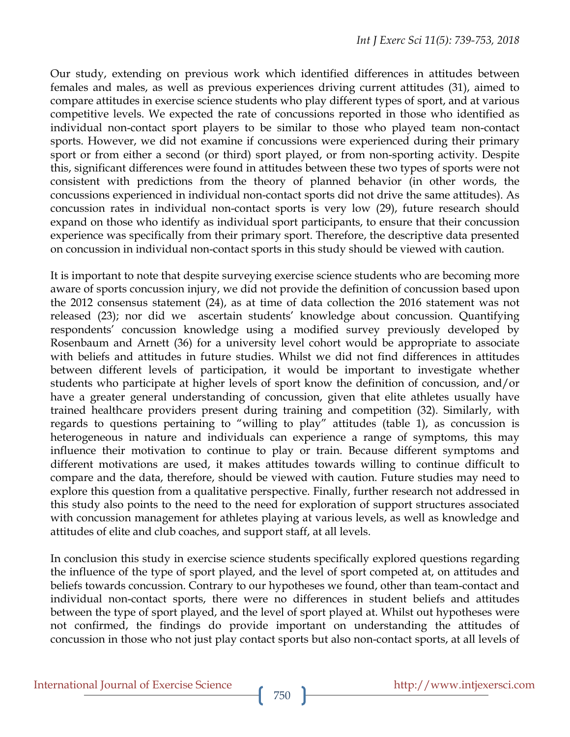Our study, extending on previous work which identified differences in attitudes between females and males, as well as previous experiences driving current attitudes (31), aimed to compare attitudes in exercise science students who play different types of sport, and at various competitive levels. We expected the rate of concussions reported in those who identified as individual non-contact sport players to be similar to those who played team non-contact sports. However, we did not examine if concussions were experienced during their primary sport or from either a second (or third) sport played, or from non-sporting activity. Despite this, significant differences were found in attitudes between these two types of sports were not consistent with predictions from the theory of planned behavior (in other words, the concussions experienced in individual non-contact sports did not drive the same attitudes). As concussion rates in individual non-contact sports is very low (29), future research should expand on those who identify as individual sport participants, to ensure that their concussion experience was specifically from their primary sport. Therefore, the descriptive data presented on concussion in individual non-contact sports in this study should be viewed with caution.

It is important to note that despite surveying exercise science students who are becoming more aware of sports concussion injury, we did not provide the definition of concussion based upon the 2012 consensus statement (24), as at time of data collection the 2016 statement was not released (23); nor did we ascertain students' knowledge about concussion. Quantifying respondents' concussion knowledge using a modified survey previously developed by Rosenbaum and Arnett (36) for a university level cohort would be appropriate to associate with beliefs and attitudes in future studies. Whilst we did not find differences in attitudes between different levels of participation, it would be important to investigate whether students who participate at higher levels of sport know the definition of concussion, and/or have a greater general understanding of concussion, given that elite athletes usually have trained healthcare providers present during training and competition (32). Similarly, with regards to questions pertaining to "willing to play" attitudes (table 1), as concussion is heterogeneous in nature and individuals can experience a range of symptoms, this may influence their motivation to continue to play or train. Because different symptoms and different motivations are used, it makes attitudes towards willing to continue difficult to compare and the data, therefore, should be viewed with caution. Future studies may need to explore this question from a qualitative perspective. Finally, further research not addressed in this study also points to the need to the need for exploration of support structures associated with concussion management for athletes playing at various levels, as well as knowledge and attitudes of elite and club coaches, and support staff, at all levels.

In conclusion this study in exercise science students specifically explored questions regarding the influence of the type of sport played, and the level of sport competed at, on attitudes and beliefs towards concussion. Contrary to our hypotheses we found, other than team-contact and individual non-contact sports, there were no differences in student beliefs and attitudes between the type of sport played, and the level of sport played at. Whilst out hypotheses were not confirmed, the findings do provide important on understanding the attitudes of concussion in those who not just play contact sports but also non-contact sports, at all levels of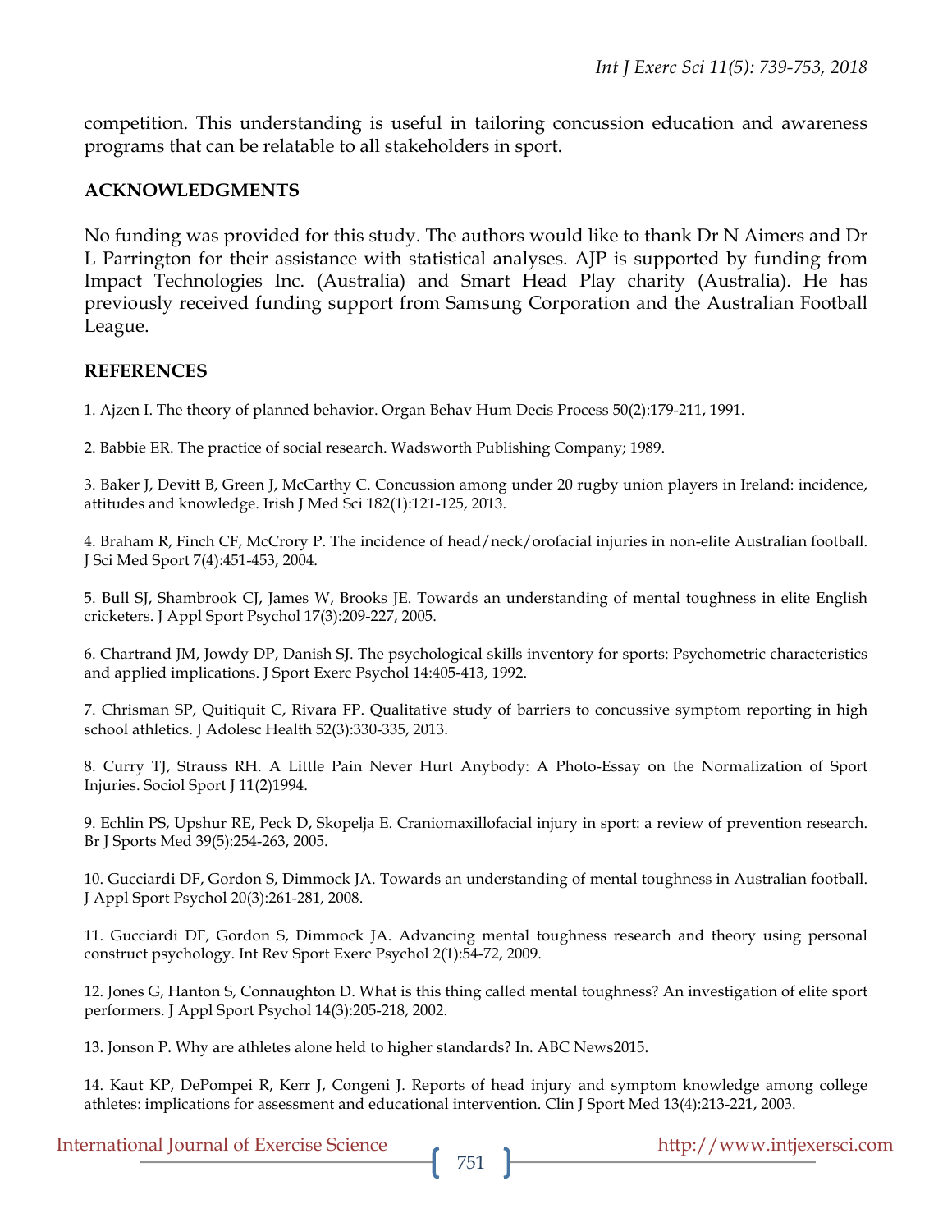competition. This understanding is useful in tailoring concussion education and awareness programs that can be relatable to all stakeholders in sport.

## ACKNOWLEDGMENTS

No funding was provided for this study. The authors would like to thank Dr N Aimers and Dr L Parrington for their assistance with statistical analyses. AJP is supported by funding from Impact Technologies Inc. (Australia) and Smart Head Play charity (Australia). He has previously received funding support from Samsung Corporation and the Australian Football League.

## REFERENCES

1. Ajzen I. The theory of planned behavior. Organ Behav Hum Decis Process 50(2):179-211, 1991.

2. Babbie ER. The practice of social research. Wadsworth Publishing Company; 1989.

3. Baker J, Devitt B, Green J, McCarthy C. Concussion among under 20 rugby union players in Ireland: incidence, attitudes and knowledge. Irish J Med Sci 182(1):121-125, 2013.

4. Braham R, Finch CF, McCrory P. The incidence of head/neck/orofacial injuries in non-elite Australian football. J Sci Med Sport 7(4):451-453, 2004.

5. Bull SJ, Shambrook CJ, James W, Brooks JE. Towards an understanding of mental toughness in elite English cricketers. J Appl Sport Psychol 17(3):209-227, 2005.

6. Chartrand JM, Jowdy DP, Danish SJ. The psychological skills inventory for sports: Psychometric characteristics and applied implications. J Sport Exerc Psychol 14:405-413, 1992.

7. Chrisman SP, Quitiquit C, Rivara FP. Qualitative study of barriers to concussive symptom reporting in high school athletics. J Adolesc Health 52(3):330-335, 2013.

8. Curry TJ, Strauss RH. A Little Pain Never Hurt Anybody: A Photo-Essay on the Normalization of Sport Injuries. Sociol Sport J 11(2)1994.

9. Echlin PS, Upshur RE, Peck D, Skopelja E. Craniomaxillofacial injury in sport: a review of prevention research. Br J Sports Med 39(5):254-263, 2005.

10. Gucciardi DF, Gordon S, Dimmock JA. Towards an understanding of mental toughness in Australian football. J Appl Sport Psychol 20(3):261-281, 2008.

11. Gucciardi DF, Gordon S, Dimmock JA. Advancing mental toughness research and theory using personal construct psychology. Int Rev Sport Exerc Psychol 2(1):54-72, 2009.

12. Jones G, Hanton S, Connaughton D. What is this thing called mental toughness? An investigation of elite sport performers. J Appl Sport Psychol 14(3):205-218, 2002.

13. Jonson P. Why are athletes alone held to higher standards? In. ABC News2015.

14. Kaut KP, DePompei R, Kerr J, Congeni J. Reports of head injury and symptom knowledge among college athletes: implications for assessment and educational intervention. Clin J Sport Med 13(4):213-221, 2003.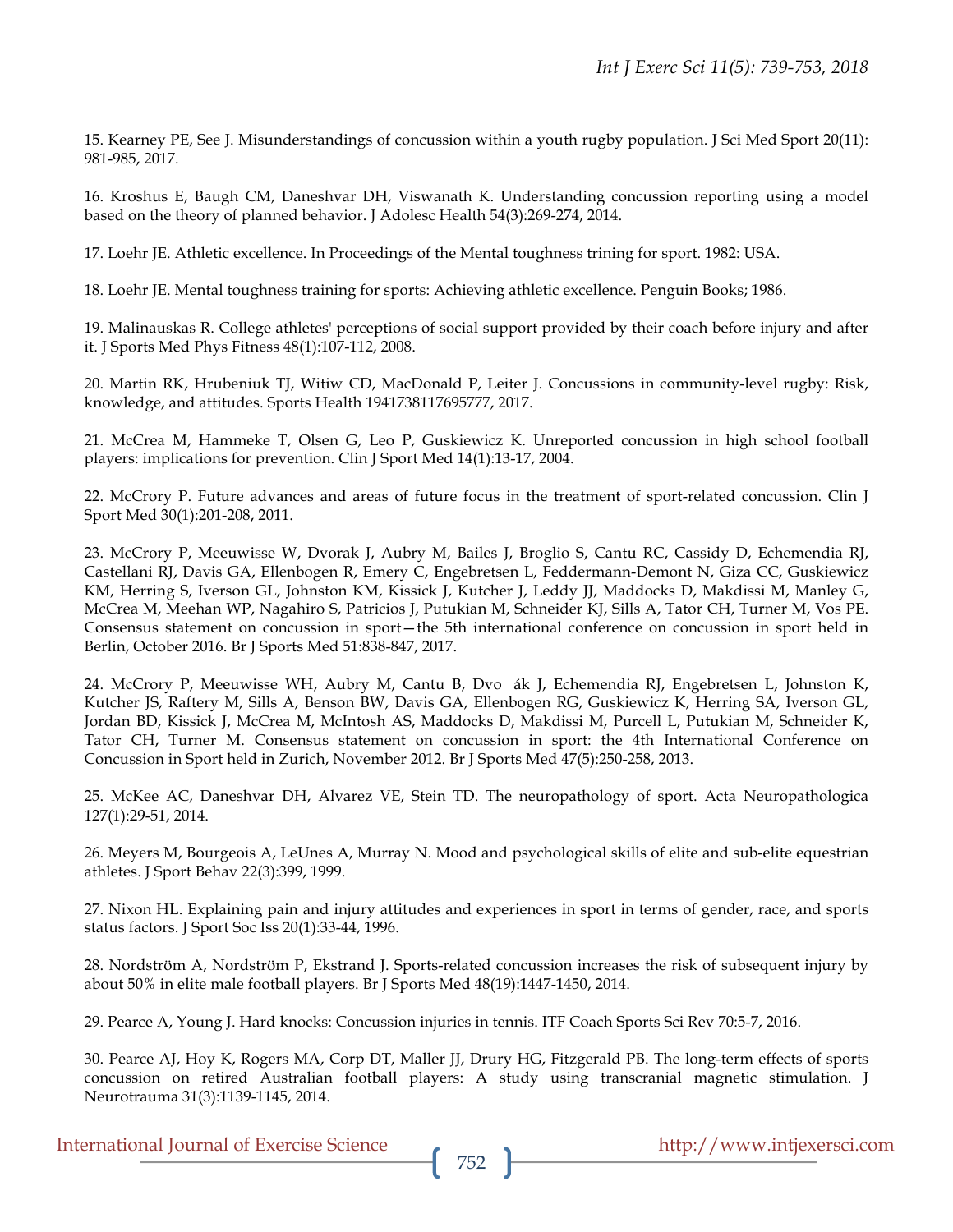15. Kearney PE, See J. Misunderstandings of concussion within a youth rugby population. J Sci Med Sport 20(11): 981-985, 2017.

16. Kroshus E, Baugh CM, Daneshvar DH, Viswanath K. Understanding concussion reporting using a model based on the theory of planned behavior. J Adolesc Health 54(3):269-274, 2014.

17. Loehr JE. Athletic excellence. In Proceedings of the Mental toughness trining for sport. 1982: USA.

18. Loehr JE. Mental toughness training for sports: Achieving athletic excellence. Penguin Books; 1986.

19. Malinauskas R. College athletes' perceptions of social support provided by their coach before injury and after it. J Sports Med Phys Fitness 48(1):107-112, 2008.

20. Martin RK, Hrubeniuk TJ, Witiw CD, MacDonald P, Leiter J. Concussions in community-level rugby: Risk, knowledge, and attitudes. Sports Health 1941738117695777, 2017.

21. McCrea M, Hammeke T, Olsen G, Leo P, Guskiewicz K. Unreported concussion in high school football players: implications for prevention. Clin J Sport Med 14(1):13-17, 2004.

22. McCrory P. Future advances and areas of future focus in the treatment of sport-related concussion. Clin J Sport Med 30(1):201-208, 2011.

23. McCrory P, Meeuwisse W, Dvorak J, Aubry M, Bailes J, Broglio S, Cantu RC, Cassidy D, Echemendia RJ, Castellani RJ, Davis GA, Ellenbogen R, Emery C, Engebretsen L, Feddermann-Demont N, Giza CC, Guskiewicz KM, Herring S, Iverson GL, Johnston KM, Kissick J, Kutcher J, Leddy JJ, Maddocks D, Makdissi M, Manley G, McCrea M, Meehan WP, Nagahiro S, Patricios J, Putukian M, Schneider KJ, Sills A, Tator CH, Turner M, Vos PE. Consensus statement on concussion in sport—the 5th international conference on concussion in sport held in Berlin, October 2016. Br J Sports Med 51:838-847, 2017.

24. McCrory P, Meeuwisse WH, Aubry M, Cantu B, Dvo ák J, Echemendia RJ, Engebretsen L, Johnston K, Kutcher JS, Raftery M, Sills A, Benson BW, Davis GA, Ellenbogen RG, Guskiewicz K, Herring SA, Iverson GL, Jordan BD, Kissick J, McCrea M, McIntosh AS, Maddocks D, Makdissi M, Purcell L, Putukian M, Schneider K, Tator CH, Turner M. Consensus statement on concussion in sport: the 4th International Conference on Concussion in Sport held in Zurich, November 2012. Br J Sports Med 47(5):250-258, 2013.

25. McKee AC, Daneshvar DH, Alvarez VE, Stein TD. The neuropathology of sport. Acta Neuropathologica 127(1):29-51, 2014.

26. Meyers M, Bourgeois A, LeUnes A, Murray N. Mood and psychological skills of elite and sub-elite equestrian athletes. J Sport Behav 22(3):399, 1999.

27. Nixon HL. Explaining pain and injury attitudes and experiences in sport in terms of gender, race, and sports status factors. J Sport Soc Iss 20(1):33-44, 1996.

28. Nordström A, Nordström P, Ekstrand J. Sports-related concussion increases the risk of subsequent injury by about 50% in elite male football players. Br J Sports Med 48(19):1447-1450, 2014.

29. Pearce A, Young J. Hard knocks: Concussion injuries in tennis. ITF Coach Sports Sci Rev 70:5-7, 2016.

30. Pearce AJ, Hoy K, Rogers MA, Corp DT, Maller JJ, Drury HG, Fitzgerald PB. The long-term effects of sports concussion on retired Australian football players: A study using transcranial magnetic stimulation. J Neurotrauma 31(3):1139-1145, 2014.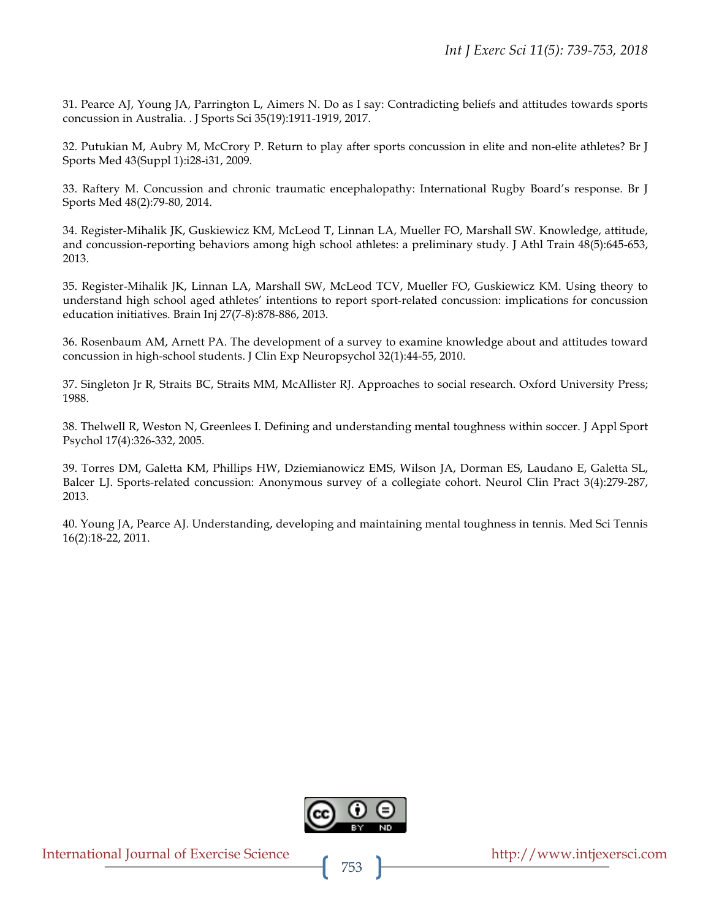31. Pearce AJ, Young JA, Parrington L, Aimers N. Do as I say: Contradicting beliefs and attitudes towards sports concussion in Australia. . J Sports Sci 35(19):1911-1919, 2017.

32. Putukian M, Aubry M, McCrory P. Return to play after sports concussion in elite and non-elite athletes? Br J Sports Med 43(Suppl 1):i28-i31, 2009.

33. Raftery M. Concussion and chronic traumatic encephalopathy: International Rugby Board's response. Br J Sports Med 48(2):79-80, 2014.

34. Register-Mihalik JK, Guskiewicz KM, McLeod T, Linnan LA, Mueller FO, Marshall SW. Knowledge, attitude, and concussion-reporting behaviors among high school athletes: a preliminary study. J Athl Train 48(5):645-653, 2013.

35. Register-Mihalik JK, Linnan LA, Marshall SW, McLeod TCV, Mueller FO, Guskiewicz KM. Using theory to understand high school aged athletes' intentions to report sport-related concussion: implications for concussion education initiatives. Brain Inj 27(7-8):878-886, 2013.

36. Rosenbaum AM, Arnett PA. The development of a survey to examine knowledge about and attitudes toward concussion in high-school students. J Clin Exp Neuropsychol 32(1):44-55, 2010.

37. Singleton Jr R, Straits BC, Straits MM, McAllister RJ. Approaches to social research. Oxford University Press; 1988.

38. Thelwell R, Weston N, Greenlees I. Defining and understanding mental toughness within soccer. J Appl Sport Psychol 17(4):326-332, 2005.

39. Torres DM, Galetta KM, Phillips HW, Dziemianowicz EMS, Wilson JA, Dorman ES, Laudano E, Galetta SL, Balcer LJ. Sports-related concussion: Anonymous survey of a collegiate cohort. Neurol Clin Pract 3(4):279-287, 2013.

40. Young JA, Pearce AJ. Understanding, developing and maintaining mental toughness in tennis. Med Sci Tennis 16(2):18-22, 2011.